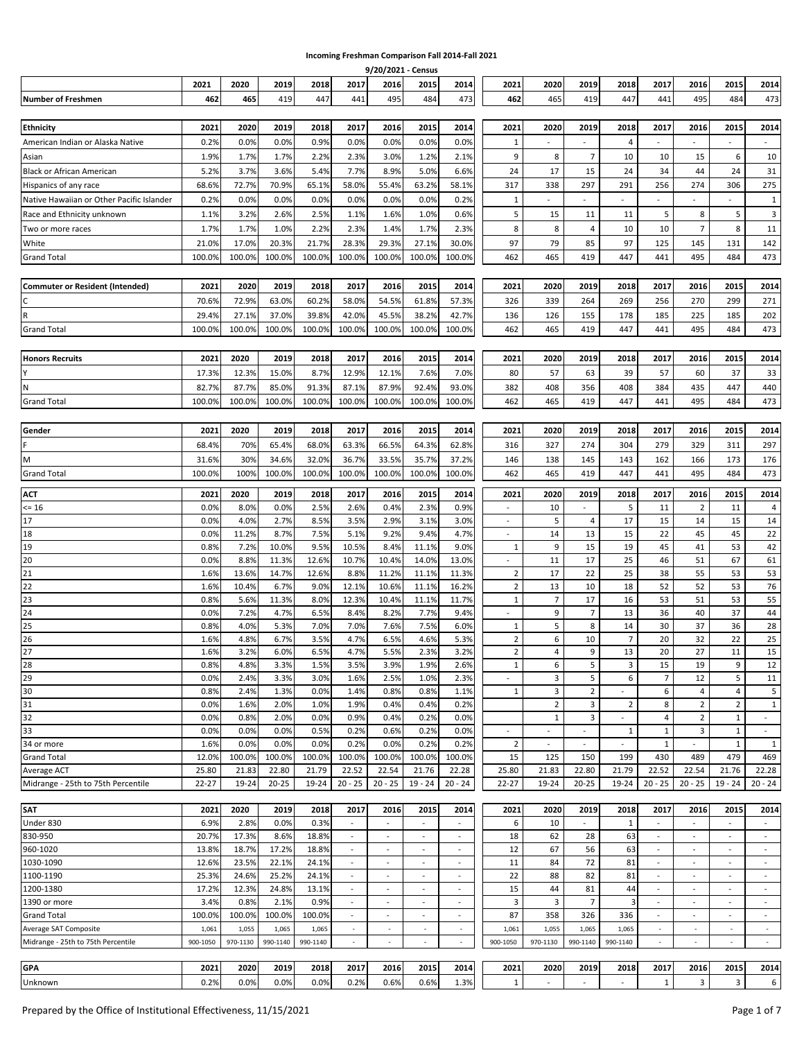# Incoming Freshman Comparison Fall 2014-Fall 2021

9/20/2021 - Census

| | 2021 | 2020 | 2019 | 2018 | 2017 | 2016 | 2015 | 2014 | 2021 | 2020 | 2019 | 2018 | 2017 | 2016 | 2015 | 2014 |
|---|---|---|---|---|---|---|---|---|---|---|---|---|---|---|---|---|
| **Number of Freshmen** | 462 | 465 | 419 | 447 | 441 | 495 | 484 | 473 | 462 | 465 | 419 | 447 | 441 | 495 | 484 | 473 |

| **Ethnicity** | 2021 | 2020 | 2019 | 2018 | 2017 | 2016 | 2015 | 2014 | 2021 | 2020 | 2019 | 2018 | 2017 | 2016 | 2015 | 2014 |
|---|---|---|---|---|---|---|---|---|---|---|---|---|---|---|---|---|
| American Indian or Alaska Native | 0.2% | 0.0% | 0.0% | 0.9% | 0.0% | 0.0% | 0.0% | 0.0% | 1 | - | - | 4 | - | - | - | - |
| Asian | 1.9% | 1.7% | 1.7% | 2.2% | 2.3% | 3.0% | 1.2% | 2.1% | 9 | 8 | 7 | 10 | 10 | 15 | 6 | 10 |
| Black or African American | 5.2% | 3.7% | 3.6% | 5.4% | 7.7% | 8.9% | 5.0% | 6.6% | 24 | 17 | 15 | 24 | 34 | 44 | 24 | 31 |
| Hispanics of any race | 68.6% | 72.7% | 70.9% | 65.1% | 58.0% | 55.4% | 63.2% | 58.1% | 317 | 338 | 297 | 291 | 256 | 274 | 306 | 275 |
| Native Hawaiian or Other Pacific Islander | 0.2% | 0.0% | 0.0% | 0.0% | 0.0% | 0.0% | 0.0% | 0.2% | 1 | - | - | - | - | - | - | 1 |
| Race and Ethnicity unknown | 1.1% | 3.2% | 2.6% | 2.5% | 1.1% | 1.6% | 1.0% | 0.6% | 5 | 15 | 11 | 11 | 5 | 8 | 5 | 3 |
| Two or more races | 1.7% | 1.7% | 1.0% | 2.2% | 2.3% | 1.4% | 1.7% | 2.3% | 8 | 8 | 4 | 10 | 10 | 7 | 8 | 11 |
| White | 21.0% | 17.0% | 20.3% | 21.7% | 28.3% | 29.3% | 27.1% | 30.0% | 97 | 79 | 85 | 97 | 125 | 145 | 131 | 142 |
| Grand Total | 100.0% | 100.0% | 100.0% | 100.0% | 100.0% | 100.0% | 100.0% | 100.0% | 462 | 465 | 419 | 447 | 441 | 495 | 484 | 473 |

| **Commuter or Resident (Intended)** | 2021 | 2020 | 2019 | 2018 | 2017 | 2016 | 2015 | 2014 | 2021 | 2020 | 2019 | 2018 | 2017 | 2016 | 2015 | 2014 |
|---|---|---|---|---|---|---|---|---|---|---|---|---|---|---|---|---|
| C | 70.6% | 72.9% | 63.0% | 60.2% | 58.0% | 54.5% | 61.8% | 57.3% | 326 | 339 | 264 | 269 | 256 | 270 | 299 | 271 |
| R | 29.4% | 27.1% | 37.0% | 39.8% | 42.0% | 45.5% | 38.2% | 42.7% | 136 | 126 | 155 | 178 | 185 | 225 | 185 | 202 |
| Grand Total | 100.0% | 100.0% | 100.0% | 100.0% | 100.0% | 100.0% | 100.0% | 100.0% | 462 | 465 | 419 | 447 | 441 | 495 | 484 | 473 |

| **Honors Recruits** | 2021 | 2020 | 2019 | 2018 | 2017 | 2016 | 2015 | 2014 | 2021 | 2020 | 2019 | 2018 | 2017 | 2016 | 2015 | 2014 |
|---|---|---|---|---|---|---|---|---|---|---|---|---|---|---|---|---|
| Y | 17.3% | 12.3% | 15.0% | 8.7% | 12.9% | 12.1% | 7.6% | 7.0% | 80 | 57 | 63 | 39 | 57 | 60 | 37 | 33 |
| N | 82.7% | 87.7% | 85.0% | 91.3% | 87.1% | 87.9% | 92.4% | 93.0% | 382 | 408 | 356 | 408 | 384 | 435 | 447 | 440 |
| Grand Total | 100.0% | 100.0% | 100.0% | 100.0% | 100.0% | 100.0% | 100.0% | 100.0% | 462 | 465 | 419 | 447 | 441 | 495 | 484 | 473 |

| **Gender** | 2021 | 2020 | 2019 | 2018 | 2017 | 2016 | 2015 | 2014 | 2021 | 2020 | 2019 | 2018 | 2017 | 2016 | 2015 | 2014 |
|---|---|---|---|---|---|---|---|---|---|---|---|---|---|---|---|---|
| F | 68.4% | 70% | 65.4% | 68.0% | 63.3% | 66.5% | 64.3% | 62.8% | 316 | 327 | 274 | 304 | 279 | 329 | 311 | 297 |
| M | 31.6% | 30% | 34.6% | 32.0% | 36.7% | 33.5% | 35.7% | 37.2% | 146 | 138 | 145 | 143 | 162 | 166 | 173 | 176 |
| Grand Total | 100.0% | 100% | 100.0% | 100.0% | 100.0% | 100.0% | 100.0% | 100.0% | 462 | 465 | 419 | 447 | 441 | 495 | 484 | 473 |

| **ACT** | 2021 | 2020 | 2019 | 2018 | 2017 | 2016 | 2015 | 2014 | 2021 | 2020 | 2019 | 2018 | 2017 | 2016 | 2015 | 2014 |
|---|---|---|---|---|---|---|---|---|---|---|---|---|---|---|---|---|
| <= 16 | 0.0% | 8.0% | 0.0% | 2.5% | 2.6% | 0.4% | 2.3% | 0.9% | - | 10 | - | 5 | 11 | 2 | 11 | 4 |
| 17 | 0.0% | 4.0% | 2.7% | 8.5% | 3.5% | 2.9% | 3.1% | 3.0% | - | 5 | 4 | 17 | 15 | 14 | 15 | 14 |
| 18 | 0.0% | 11.2% | 8.7% | 7.5% | 5.1% | 9.2% | 9.4% | 4.7% | - | 14 | 13 | 15 | 22 | 45 | 45 | 22 |
| 19 | 0.8% | 7.2% | 10.0% | 9.5% | 10.5% | 8.4% | 11.1% | 9.0% | 1 | 9 | 15 | 19 | 45 | 41 | 53 | 42 |
| 20 | 0.0% | 8.8% | 11.3% | 12.6% | 10.7% | 10.4% | 14.0% | 13.0% | - | 11 | 17 | 25 | 46 | 51 | 67 | 61 |
| 21 | 1.6% | 13.6% | 14.7% | 12.6% | 8.8% | 11.2% | 11.1% | 11.3% | 2 | 17 | 22 | 25 | 38 | 55 | 53 | 53 |
| 22 | 1.6% | 10.4% | 6.7% | 9.0% | 12.1% | 10.6% | 11.1% | 16.2% | 2 | 13 | 10 | 18 | 52 | 52 | 53 | 76 |
| 23 | 0.8% | 5.6% | 11.3% | 8.0% | 12.3% | 10.4% | 11.1% | 11.7% | 1 | 7 | 17 | 16 | 53 | 51 | 53 | 55 |
| 24 | 0.0% | 7.2% | 4.7% | 6.5% | 8.4% | 8.2% | 7.7% | 9.4% | - | 9 | 7 | 13 | 36 | 40 | 37 | 44 |
| 25 | 0.8% | 4.0% | 5.3% | 7.0% | 7.0% | 7.6% | 7.5% | 6.0% | 1 | 5 | 8 | 14 | 30 | 37 | 36 | 28 |
| 26 | 1.6% | 4.8% | 6.7% | 3.5% | 4.7% | 6.5% | 4.6% | 5.3% | 2 | 6 | 10 | 7 | 20 | 32 | 22 | 25 |
| 27 | 1.6% | 3.2% | 6.0% | 6.5% | 4.7% | 5.5% | 2.3% | 3.2% | 2 | 4 | 9 | 13 | 20 | 27 | 11 | 15 |
| 28 | 0.8% | 4.8% | 3.3% | 1.5% | 3.5% | 3.9% | 1.9% | 2.6% | 1 | 6 | 5 | 3 | 15 | 19 | 9 | 12 |
| 29 | 0.0% | 2.4% | 3.3% | 3.0% | 1.6% | 2.5% | 1.0% | 2.3% | - | 3 | 5 | 6 | 7 | 12 | 5 | 11 |
| 30 | 0.8% | 2.4% | 1.3% | 0.0% | 1.4% | 0.8% | 0.8% | 1.1% | 1 | 3 | 2 | - | 6 | 4 | 4 | 5 |
| 31 | 0.0% | 1.6% | 2.0% | 1.0% | 1.9% | 0.4% | 0.4% | 0.2% | | 2 | 3 | 2 | 8 | 2 | 2 | 1 |
| 32 | 0.0% | 0.8% | 2.0% | 0.0% | 0.9% | 0.4% | 0.2% | 0.0% | | 1 | 3 | - | 4 | 2 | 1 | - |
| 33 | 0.0% | 0.0% | 0.0% | 0.5% | 0.2% | 0.6% | 0.2% | 0.0% | - | - | - | 1 | 1 | 3 | 1 | - |
| 34 or more | 1.6% | 0.0% | 0.0% | 0.0% | 0.2% | 0.0% | 0.2% | 0.2% | 2 | - | - | - | 1 | - | 1 | 1 |
| Grand Total | 12.0% | 100.0% | 100.0% | 100.0% | 100.0% | 100.0% | 100.0% | 100.0% | 15 | 125 | 150 | 199 | 430 | 489 | 479 | 469 |
| Average ACT | 25.80 | 21.83 | 22.80 | 21.79 | 22.52 | 22.54 | 21.76 | 22.28 | 25.80 | 21.83 | 22.80 | 21.79 | 22.52 | 22.54 | 21.76 | 22.28 |
| Midrange - 25th to 75th Percentile | 22-27 | 19-24 | 20-25 | 19-24 | 20 - 25 | 20 - 25 | 19 - 24 | 20 - 24 | 22-27 | 19-24 | 20-25 | 19-24 | 20 - 25 | 20 - 25 | 19 - 24 | 20 - 24 |

| **SAT** | 2021 | 2020 | 2019 | 2018 | 2017 | 2016 | 2015 | 2014 | 2021 | 2020 | 2019 | 2018 | 2017 | 2016 | 2015 | 2014 |
|---|---|---|---|---|---|---|---|---|---|---|---|---|---|---|---|---|
| Under 830 | 6.9% | 2.8% | 0.0% | 0.3% | - | - | - | - | 6 | 10 | - | 1 | - | - | - | - |
| 830-950 | 20.7% | 17.3% | 8.6% | 18.8% | - | - | - | - | 18 | 62 | 28 | 63 | - | - | - | - |
| 960-1020 | 13.8% | 18.7% | 17.2% | 18.8% | - | - | - | - | 12 | 67 | 56 | 63 | - | - | - | - |
| 1030-1090 | 12.6% | 23.5% | 22.1% | 24.1% | - | - | - | - | 11 | 84 | 72 | 81 | - | - | - | - |
| 1100-1190 | 25.3% | 24.6% | 25.2% | 24.1% | - | - | - | - | 22 | 88 | 82 | 81 | - | - | - | - |
| 1200-1380 | 17.2% | 12.3% | 24.8% | 13.1% | - | - | - | - | 15 | 44 | 81 | 44 | - | - | - | - |
| 1390 or more | 3.4% | 0.8% | 2.1% | 0.9% | - | - | - | - | 3 | 3 | 7 | 3 | - | - | - | - |
| Grand Total | 100.0% | 100.0% | 100.0% | 100.0% | - | - | - | - | 87 | 358 | 326 | 336 | - | - | - | - |
| Average SAT Composite | 1,061 | 1,055 | 1,065 | 1,065 | - | - | - | - | 1,061 | 1,055 | 1,065 | 1,065 | - | - | - | - |
| Midrange - 25th to 75th Percentile | 900-1050 | 970-1130 | 990-1140 | 990-1140 | - | - | - | - | 900-1050 | 970-1130 | 990-1140 | 990-1140 | - | - | - | - |

| **GPA** | 2021 | 2020 | 2019 | 2018 | 2017 | 2016 | 2015 | 2014 | 2021 | 2020 | 2019 | 2018 | 2017 | 2016 | 2015 | 2014 |
|---|---|---|---|---|---|---|---|---|---|---|---|---|---|---|---|---|
| Unknown | 0.2% | 0.0% | 0.0% | 0.0% | 0.2% | 0.6% | 0.6% | 1.3% | 1 | - | - | - | 1 | 3 | 3 | 6 |

Prepared by the Office of Institutional Effectiveness, 11/15/2021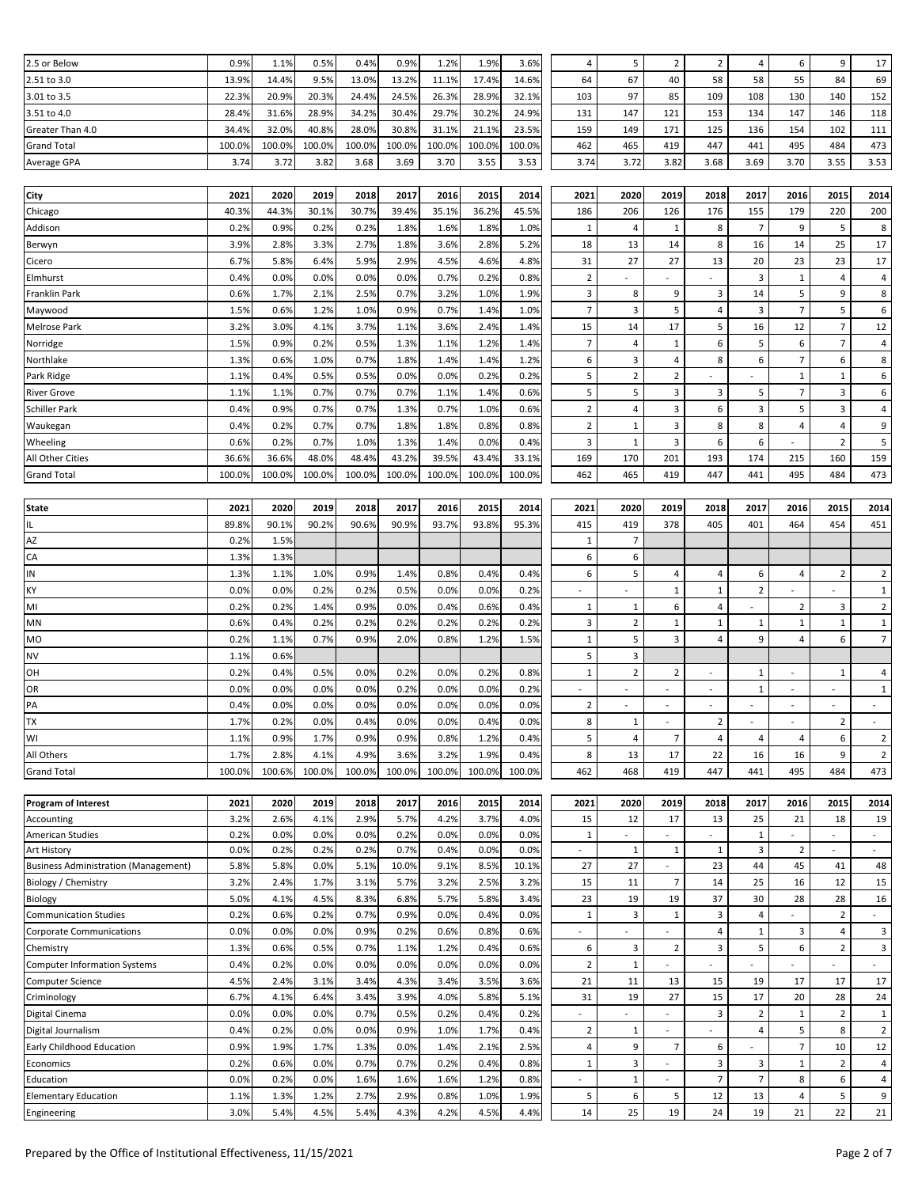| | | | | | | | | | | | | | | | | |
|---|---|---|---|---|---|---|---|---|---|---|---|---|---|---|---|---|
| 2.5 or Below | 0.9% | 1.1% | 0.5% | 0.4% | 0.9% | 1.2% | 1.9% | 3.6% | 4 | 5 | 2 | 2 | 4 | 6 | 9 | 17 |
| 2.51 to 3.0 | 13.9% | 14.4% | 9.5% | 13.0% | 13.2% | 11.1% | 17.4% | 14.6% | 64 | 67 | 40 | 58 | 58 | 55 | 84 | 69 |
| 3.01 to 3.5 | 22.3% | 20.9% | 20.3% | 24.4% | 24.5% | 26.3% | 28.9% | 32.1% | 103 | 97 | 85 | 109 | 108 | 130 | 140 | 152 |
| 3.51 to 4.0 | 28.4% | 31.6% | 28.9% | 34.2% | 30.4% | 29.7% | 30.2% | 24.9% | 131 | 147 | 121 | 153 | 134 | 147 | 146 | 118 |
| Greater Than 4.0 | 34.4% | 32.0% | 40.8% | 28.0% | 30.8% | 31.1% | 21.1% | 23.5% | 159 | 149 | 171 | 125 | 136 | 154 | 102 | 111 |
| Grand Total | 100.0% | 100.0% | 100.0% | 100.0% | 100.0% | 100.0% | 100.0% | 100.0% | 462 | 465 | 419 | 447 | 441 | 495 | 484 | 473 |
| Average GPA | 3.74 | 3.72 | 3.82 | 3.68 | 3.69 | 3.70 | 3.55 | 3.53 | 3.74 | 3.72 | 3.82 | 3.68 | 3.69 | 3.70 | 3.55 | 3.53 |

| City | 2021 | 2020 | 2019 | 2018 | 2017 | 2016 | 2015 | 2014 | 2021 | 2020 | 2019 | 2018 | 2017 | 2016 | 2015 | 2014 |
|---|---|---|---|---|---|---|---|---|---|---|---|---|---|---|---|---|
| Chicago | 40.3% | 44.3% | 30.1% | 30.7% | 39.4% | 35.1% | 36.2% | 45.5% | 186 | 206 | 126 | 176 | 155 | 179 | 220 | 200 |
| Addison | 0.2% | 0.9% | 0.2% | 0.2% | 1.8% | 1.6% | 1.8% | 1.0% | 1 | 4 | 1 | 8 | 7 | 9 | 5 | 8 |
| Berwyn | 3.9% | 2.8% | 3.3% | 2.7% | 1.8% | 3.6% | 2.8% | 5.2% | 18 | 13 | 14 | 8 | 16 | 14 | 25 | 17 |
| Cicero | 6.7% | 5.8% | 6.4% | 5.9% | 2.9% | 4.5% | 4.6% | 4.8% | 31 | 27 | 27 | 13 | 20 | 23 | 23 | 17 |
| Elmhurst | 0.4% | 0.0% | 0.0% | 0.0% | 0.0% | 0.7% | 0.2% | 0.8% | 2 | - | - | - | 3 | 1 | 4 | 4 |
| Franklin Park | 0.6% | 1.7% | 2.1% | 2.5% | 0.7% | 3.2% | 1.0% | 1.9% | 3 | 8 | 9 | 3 | 14 | 5 | 9 | 8 |
| Maywood | 1.5% | 0.6% | 1.2% | 1.0% | 0.9% | 0.7% | 1.4% | 1.0% | 7 | 3 | 5 | 4 | 3 | 7 | 5 | 6 |
| Melrose Park | 3.2% | 3.0% | 4.1% | 3.7% | 1.1% | 3.6% | 2.4% | 1.4% | 15 | 14 | 17 | 5 | 16 | 12 | 7 | 12 |
| Norridge | 1.5% | 0.9% | 0.2% | 0.5% | 1.3% | 1.1% | 1.2% | 1.4% | 7 | 4 | 1 | 6 | 5 | 6 | 7 | 4 |
| Northlake | 1.3% | 0.6% | 1.0% | 0.7% | 1.8% | 1.4% | 1.4% | 1.2% | 6 | 3 | 4 | 8 | 6 | 7 | 6 | 8 |
| Park Ridge | 1.1% | 0.4% | 0.5% | 0.5% | 0.0% | 0.0% | 0.2% | 0.2% | 5 | 2 | 2 | - | - | 1 | 1 | 6 |
| River Grove | 1.1% | 1.1% | 0.7% | 0.7% | 0.7% | 1.1% | 1.4% | 0.6% | 5 | 5 | 3 | 3 | 5 | 7 | 3 | 6 |
| Schiller Park | 0.4% | 0.9% | 0.7% | 0.7% | 1.3% | 0.7% | 1.0% | 0.6% | 2 | 4 | 3 | 6 | 3 | 5 | 3 | 4 |
| Waukegan | 0.4% | 0.2% | 0.7% | 0.7% | 1.8% | 1.8% | 0.8% | 0.8% | 2 | 1 | 3 | 8 | 8 | 4 | 4 | 9 |
| Wheeling | 0.6% | 0.2% | 0.7% | 1.0% | 1.3% | 1.4% | 0.0% | 0.4% | 3 | 1 | 3 | 6 | 6 | - | 2 | 5 |
| All Other Cities | 36.6% | 36.6% | 48.0% | 48.4% | 43.2% | 39.5% | 43.4% | 33.1% | 169 | 170 | 201 | 193 | 174 | 215 | 160 | 159 |
| Grand Total | 100.0% | 100.0% | 100.0% | 100.0% | 100.0% | 100.0% | 100.0% | 100.0% | 462 | 465 | 419 | 447 | 441 | 495 | 484 | 473 |

| State | 2021 | 2020 | 2019 | 2018 | 2017 | 2016 | 2015 | 2014 | 2021 | 2020 | 2019 | 2018 | 2017 | 2016 | 2015 | 2014 |
|---|---|---|---|---|---|---|---|---|---|---|---|---|---|---|---|---|
| IL | 89.8% | 90.1% | 90.2% | 90.6% | 90.9% | 93.7% | 93.8% | 95.3% | 415 | 419 | 378 | 405 | 401 | 464 | 454 | 451 |
| AZ | 0.2% | 1.5% | | | | | | | 1 | 7 | | | | | | |
| CA | 1.3% | 1.3% | | | | | | | 6 | 6 | | | | | | |
| IN | 1.3% | 1.1% | 1.0% | 0.9% | 1.4% | 0.8% | 0.4% | 0.4% | 6 | 5 | 4 | 4 | 6 | 4 | 2 | 2 |
| KY | 0.0% | 0.0% | 0.2% | 0.2% | 0.5% | 0.0% | 0.0% | 0.2% | - | - | 1 | 1 | 2 | - | - | 1 |
| MI | 0.2% | 0.2% | 1.4% | 0.9% | 0.0% | 0.4% | 0.6% | 0.4% | 1 | 1 | 6 | 4 | - | 2 | 3 | 2 |
| MN | 0.6% | 0.4% | 0.2% | 0.2% | 0.2% | 0.2% | 0.2% | 0.2% | 3 | 2 | 1 | 1 | 1 | 1 | 1 | 1 |
| MO | 0.2% | 1.1% | 0.7% | 0.9% | 2.0% | 0.8% | 1.2% | 1.5% | 1 | 5 | 3 | 4 | 9 | 4 | 6 | 7 |
| NV | 1.1% | 0.6% | | | | | | | 5 | 3 | | | | | | |
| OH | 0.2% | 0.4% | 0.5% | 0.0% | 0.2% | 0.0% | 0.2% | 0.8% | 1 | 2 | 2 | - | 1 | - | 1 | 4 |
| OR | 0.0% | 0.0% | 0.0% | 0.0% | 0.2% | 0.0% | 0.0% | 0.2% | - | - | - | - | 1 | - | - | 1 |
| PA | 0.4% | 0.0% | 0.0% | 0.0% | 0.0% | 0.0% | 0.0% | 0.0% | 2 | - | - | - | - | - | - | - |
| TX | 1.7% | 0.2% | 0.0% | 0.4% | 0.0% | 0.0% | 0.4% | 0.0% | 8 | 1 | - | 2 | - | - | 2 | - |
| WI | 1.1% | 0.9% | 1.7% | 0.9% | 0.9% | 0.8% | 1.2% | 0.4% | 5 | 4 | 7 | 4 | 4 | 4 | 6 | 2 |
| All Others | 1.7% | 2.8% | 4.1% | 4.9% | 3.6% | 3.2% | 1.9% | 0.4% | 8 | 13 | 17 | 22 | 16 | 16 | 9 | 2 |
| Grand Total | 100.0% | 100.6% | 100.0% | 100.0% | 100.0% | 100.0% | 100.0% | 100.0% | 462 | 468 | 419 | 447 | 441 | 495 | 484 | 473 |

| Program of Interest | 2021 | 2020 | 2019 | 2018 | 2017 | 2016 | 2015 | 2014 | 2021 | 2020 | 2019 | 2018 | 2017 | 2016 | 2015 | 2014 |
|---|---|---|---|---|---|---|---|---|---|---|---|---|---|---|---|---|
| Accounting | 3.2% | 2.6% | 4.1% | 2.9% | 5.7% | 4.2% | 3.7% | 4.0% | 15 | 12 | 17 | 13 | 25 | 21 | 18 | 19 |
| American Studies | 0.2% | 0.0% | 0.0% | 0.0% | 0.2% | 0.0% | 0.0% | 0.0% | 1 | - | - | - | 1 | - | - | - |
| Art History | 0.0% | 0.2% | 0.2% | 0.2% | 0.7% | 0.4% | 0.0% | 0.0% | - | 1 | 1 | 1 | 3 | 2 | - | - |
| Business Administration (Management) | 5.8% | 5.8% | 0.0% | 5.1% | 10.0% | 9.1% | 8.5% | 10.1% | 27 | 27 | - | 23 | 44 | 45 | 41 | 48 |
| Biology / Chemistry | 3.2% | 2.4% | 1.7% | 3.1% | 5.7% | 3.2% | 2.5% | 3.2% | 15 | 11 | 7 | 14 | 25 | 16 | 12 | 15 |
| Biology | 5.0% | 4.1% | 4.5% | 8.3% | 6.8% | 5.7% | 5.8% | 3.4% | 23 | 19 | 19 | 37 | 30 | 28 | 28 | 16 |
| Communication Studies | 0.2% | 0.6% | 0.2% | 0.7% | 0.9% | 0.0% | 0.4% | 0.0% | 1 | 3 | 1 | 3 | 4 | - | 2 | - |
| Corporate Communications | 0.0% | 0.0% | 0.0% | 0.9% | 0.2% | 0.6% | 0.8% | 0.6% | - | - | - | 4 | 1 | 3 | 4 | 3 |
| Chemistry | 1.3% | 0.6% | 0.5% | 0.7% | 1.1% | 1.2% | 0.4% | 0.6% | 6 | 3 | 2 | 3 | 5 | 6 | 2 | 3 |
| Computer Information Systems | 0.4% | 0.2% | 0.0% | 0.0% | 0.0% | 0.0% | 0.0% | 0.0% | 2 | 1 | - | - | - | - | - | - |
| Computer Science | 4.5% | 2.4% | 3.1% | 3.4% | 4.3% | 3.4% | 3.5% | 3.6% | 21 | 11 | 13 | 15 | 19 | 17 | 17 | 17 |
| Criminology | 6.7% | 4.1% | 6.4% | 3.4% | 3.9% | 4.0% | 5.8% | 5.1% | 31 | 19 | 27 | 15 | 17 | 20 | 28 | 24 |
| Digital Cinema | 0.0% | 0.0% | 0.0% | 0.7% | 0.5% | 0.2% | 0.4% | 0.2% | - | - | - | 3 | 2 | 1 | 2 | 1 |
| Digital Journalism | 0.4% | 0.2% | 0.0% | 0.0% | 0.9% | 1.0% | 1.7% | 0.4% | 2 | 1 | - | - | 4 | 5 | 8 | 2 |
| Early Childhood Education | 0.9% | 1.9% | 1.7% | 1.3% | 0.0% | 1.4% | 2.1% | 2.5% | 4 | 9 | 7 | 6 | - | 7 | 10 | 12 |
| Economics | 0.2% | 0.6% | 0.0% | 0.7% | 0.7% | 0.2% | 0.4% | 0.8% | 1 | 3 | - | 3 | 3 | 1 | 2 | 4 |
| Education | 0.0% | 0.2% | 0.0% | 1.6% | 1.6% | 1.6% | 1.2% | 0.8% | - | 1 | - | 7 | 7 | 8 | 6 | 4 |
| Elementary Education | 1.1% | 1.3% | 1.2% | 2.7% | 2.9% | 0.8% | 1.0% | 1.9% | 5 | 6 | 5 | 12 | 13 | 4 | 5 | 9 |
| Engineering | 3.0% | 5.4% | 4.5% | 5.4% | 4.3% | 4.2% | 4.5% | 4.4% | 14 | 25 | 19 | 24 | 19 | 21 | 22 | 21 |

Prepared by the Office of Institutional Effectiveness, 11/15/2021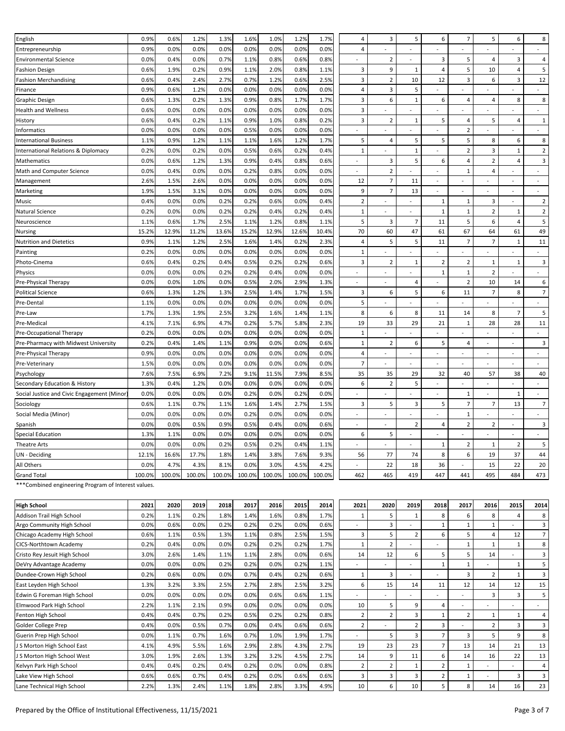| | | | | | | | | | | | | | | | | |
|---|---|---|---|---|---|---|---|---|---|---|---|---|---|---|---|---|
| English | 0.9% | 0.6% | 1.2% | 1.3% | 1.6% | 1.0% | 1.2% | 1.7% | 4 | 3 | 5 | 6 | 7 | 5 | 6 | 8 |
| Entrepreneurship | 0.9% | 0.0% | 0.0% | 0.0% | 0.0% | 0.0% | 0.0% | 0.0% | 4 | - | - | - | - | - | - | - |
| Environmental Science | 0.0% | 0.4% | 0.0% | 0.7% | 1.1% | 0.8% | 0.6% | 0.8% | - | 2 | - | 3 | 5 | 4 | 3 | 4 |
| Fashion Design | 0.6% | 1.9% | 0.2% | 0.9% | 1.1% | 2.0% | 0.8% | 1.1% | 3 | 9 | 1 | 4 | 5 | 10 | 4 | 5 |
| Fashion Merchandising | 0.6% | 0.4% | 2.4% | 2.7% | 0.7% | 1.2% | 0.6% | 2.5% | 3 | 2 | 10 | 12 | 3 | 6 | 3 | 12 |
| Finance | 0.9% | 0.6% | 1.2% | 0.0% | 0.0% | 0.0% | 0.0% | 0.0% | 4 | 3 | 5 | - | - | - | - | - |
| Graphic Design | 0.6% | 1.3% | 0.2% | 1.3% | 0.9% | 0.8% | 1.7% | 1.7% | 3 | 6 | 1 | 6 | 4 | 4 | 8 | 8 |
| Health and Wellness | 0.6% | 0.0% | 0.0% | 0.0% | 0.0% | 0.0% | 0.0% | 0.0% | 3 | - | - | - | - | - | - | - |
| History | 0.6% | 0.4% | 0.2% | 1.1% | 0.9% | 1.0% | 0.8% | 0.2% | 3 | 2 | 1 | 5 | 4 | 5 | 4 | 1 |
| Informatics | 0.0% | 0.0% | 0.0% | 0.0% | 0.5% | 0.0% | 0.0% | 0.0% | - | - | - | - | 2 | - | - | - |
| International Business | 1.1% | 0.9% | 1.2% | 1.1% | 1.1% | 1.6% | 1.2% | 1.7% | 5 | 4 | 5 | 5 | 5 | 8 | 6 | 8 |
| International Relations & Diplomacy | 0.2% | 0.0% | 0.2% | 0.0% | 0.5% | 0.6% | 0.2% | 0.4% | 1 | - | 1 | - | 2 | 3 | 1 | 2 |
| Mathematics | 0.0% | 0.6% | 1.2% | 1.3% | 0.9% | 0.4% | 0.8% | 0.6% | - | 3 | 5 | 6 | 4 | 2 | 4 | 3 |
| Math and Computer Science | 0.0% | 0.4% | 0.0% | 0.0% | 0.2% | 0.8% | 0.0% | 0.0% | - | 2 | - | - | 1 | 4 | - | - |
| Management | 2.6% | 1.5% | 2.6% | 0.0% | 0.0% | 0.0% | 0.0% | 0.0% | 12 | 7 | 11 | - | - | - | - | - |
| Marketing | 1.9% | 1.5% | 3.1% | 0.0% | 0.0% | 0.0% | 0.0% | 0.0% | 9 | 7 | 13 | - | - | - | - | - |
| Music | 0.4% | 0.0% | 0.0% | 0.2% | 0.2% | 0.6% | 0.0% | 0.4% | 2 | - | - | 1 | 1 | 3 | - | 2 |
| Natural Science | 0.2% | 0.0% | 0.0% | 0.2% | 0.2% | 0.4% | 0.2% | 0.4% | 1 | - | - | 1 | 1 | 2 | 1 | 2 |
| Neuroscience | 1.1% | 0.6% | 1.7% | 2.5% | 1.1% | 1.2% | 0.8% | 1.1% | 5 | 3 | 7 | 11 | 5 | 6 | 4 | 5 |
| Nursing | 15.2% | 12.9% | 11.2% | 13.6% | 15.2% | 12.9% | 12.6% | 10.4% | 70 | 60 | 47 | 61 | 67 | 64 | 61 | 49 |
| Nutrition and Dietetics | 0.9% | 1.1% | 1.2% | 2.5% | 1.6% | 1.4% | 0.2% | 2.3% | 4 | 5 | 5 | 11 | 7 | 7 | 1 | 11 |
| Painting | 0.2% | 0.0% | 0.0% | 0.0% | 0.0% | 0.0% | 0.0% | 0.0% | 1 | - | - | - | - | - | - | - |
| Photo-Cinema | 0.6% | 0.4% | 0.2% | 0.4% | 0.5% | 0.2% | 0.2% | 0.6% | 3 | 2 | 1 | 2 | 2 | 1 | 1 | 3 |
| Physics | 0.0% | 0.0% | 0.0% | 0.2% | 0.2% | 0.4% | 0.0% | 0.0% | - | - | - | 1 | 1 | 2 | - | - |
| Pre-Physical Therapy | 0.0% | 0.0% | 1.0% | 0.0% | 0.5% | 2.0% | 2.9% | 1.3% | - | - | 4 | - | 2 | 10 | 14 | 6 |
| Political Science | 0.6% | 1.3% | 1.2% | 1.3% | 2.5% | 1.4% | 1.7% | 1.5% | 3 | 6 | 5 | 6 | 11 | 7 | 8 | 7 |
| Pre-Dental | 1.1% | 0.0% | 0.0% | 0.0% | 0.0% | 0.0% | 0.0% | 0.0% | 5 | - | - | - | - | - | - | - |
| Pre-Law | 1.7% | 1.3% | 1.9% | 2.5% | 3.2% | 1.6% | 1.4% | 1.1% | 8 | 6 | 8 | 11 | 14 | 8 | 7 | 5 |
| Pre-Medical | 4.1% | 7.1% | 6.9% | 4.7% | 0.2% | 5.7% | 5.8% | 2.3% | 19 | 33 | 29 | 21 | 1 | 28 | 28 | 11 |
| Pre-Occupational Therapy | 0.2% | 0.0% | 0.0% | 0.0% | 0.0% | 0.0% | 0.0% | 0.0% | 1 | - | - | - | - | - | - | - |
| Pre-Pharmacy with Midwest University | 0.2% | 0.4% | 1.4% | 1.1% | 0.9% | 0.0% | 0.0% | 0.6% | 1 | 2 | 6 | 5 | 4 | - | - | 3 |
| Pre-Physical Therapy | 0.9% | 0.0% | 0.0% | 0.0% | 0.0% | 0.0% | 0.0% | 0.0% | 4 | - | - | - | - | - | - | - |
| Pre-Veterinary | 1.5% | 0.0% | 0.0% | 0.0% | 0.0% | 0.0% | 0.0% | 0.0% | 7 | - | - | - | - | - | - | - |
| Psychology | 7.6% | 7.5% | 6.9% | 7.2% | 9.1% | 11.5% | 7.9% | 8.5% | 35 | 35 | 29 | 32 | 40 | 57 | 38 | 40 |
| Secondary Education & History | 1.3% | 0.4% | 1.2% | 0.0% | 0.0% | 0.0% | 0.0% | 0.0% | 6 | 2 | 5 | - | - | - | - | - |
| Social Justice and Civic Engagement (Minor) | 0.0% | 0.0% | 0.0% | 0.0% | 0.2% | 0.0% | 0.2% | 0.0% | - | - | - | - | 1 | - | 1 | - |
| Sociology | 0.6% | 1.1% | 0.7% | 1.1% | 1.6% | 1.4% | 2.7% | 1.5% | 3 | 5 | 3 | 5 | 7 | 7 | 13 | 7 |
| Social Media (Minor) | 0.0% | 0.0% | 0.0% | 0.0% | 0.2% | 0.0% | 0.0% | 0.0% | - | - | - | - | 1 | - | - | - |
| Spanish | 0.0% | 0.0% | 0.5% | 0.9% | 0.5% | 0.4% | 0.0% | 0.6% | - | - | 2 | 4 | 2 | 2 | - | 3 |
| Special Education | 1.3% | 1.1% | 0.0% | 0.0% | 0.0% | 0.0% | 0.0% | 0.0% | 6 | 5 | - | - | - | - | - | - |
| Theatre Arts | 0.0% | 0.0% | 0.0% | 0.2% | 0.5% | 0.2% | 0.4% | 1.1% | - | - | - | 1 | 2 | 1 | 2 | 5 |
| UN - Deciding | 12.1% | 16.6% | 17.7% | 1.8% | 1.4% | 3.8% | 7.6% | 9.3% | 56 | 77 | 74 | 8 | 6 | 19 | 37 | 44 |
| All Others | 0.0% | 4.7% | 4.3% | 8.1% | 0.0% | 3.0% | 4.5% | 4.2% | - | 22 | 18 | 36 | - | 15 | 22 | 20 |
| Grand Total | 100.0% | 100.0% | 100.0% | 100.0% | 100.0% | 100.0% | 100.0% | 100.0% | 462 | 465 | 419 | 447 | 441 | 495 | 484 | 473 |

***Combined engineering Program of Interest values.

| High School | 2021 | 2020 | 2019 | 2018 | 2017 | 2016 | 2015 | 2014 | 2021 | 2020 | 2019 | 2018 | 2017 | 2016 | 2015 | 2014 |
|---|---|---|---|---|---|---|---|---|---|---|---|---|---|---|---|---|
| Addison Trail High School | 0.2% | 1.1% | 0.2% | 1.8% | 1.4% | 1.6% | 0.8% | 1.7% | 1 | 5 | 1 | 8 | 6 | 8 | 4 | 8 |
| Argo Community High School | 0.0% | 0.6% | 0.0% | 0.2% | 0.2% | 0.2% | 0.0% | 0.6% | - | 3 | - | 1 | 1 | 1 | - | 3 |
| Chicago Academy High School | 0.6% | 1.1% | 0.5% | 1.3% | 1.1% | 0.8% | 2.5% | 1.5% | 3 | 5 | 2 | 6 | 5 | 4 | 12 | 7 |
| CICS-Northtown Academy | 0.2% | 0.4% | 0.0% | 0.0% | 0.2% | 0.2% | 0.2% | 1.7% | 1 | 2 | - | - | 1 | 1 | 1 | 8 |
| Cristo Rey Jesuit High School | 3.0% | 2.6% | 1.4% | 1.1% | 1.1% | 2.8% | 0.0% | 0.6% | 14 | 12 | 6 | 5 | 5 | 14 | - | 3 |
| DeVry Advantage Academy | 0.0% | 0.0% | 0.0% | 0.2% | 0.2% | 0.0% | 0.2% | 1.1% | - | - | - | 1 | 1 | - | 1 | 5 |
| Dundee-Crown High School | 0.2% | 0.6% | 0.0% | 0.0% | 0.7% | 0.4% | 0.2% | 0.6% | 1 | 3 | - | - | 3 | 2 | 1 | 3 |
| East Leyden High School | 1.3% | 3.2% | 3.3% | 2.5% | 2.7% | 2.8% | 2.5% | 3.2% | 6 | 15 | 14 | 11 | 12 | 14 | 12 | 15 |
| Edwin G Foreman High School | 0.0% | 0.0% | 0.0% | 0.0% | 0.0% | 0.6% | 0.6% | 1.1% | - | - | - | - | - | 3 | 3 | 5 |
| Elmwood Park High School | 2.2% | 1.1% | 2.1% | 0.9% | 0.0% | 0.0% | 0.0% | 0.0% | 10 | 5 | 9 | 4 | - | - | - | - |
| Fenton High School | 0.4% | 0.4% | 0.7% | 0.2% | 0.5% | 0.2% | 0.2% | 0.8% | 2 | 2 | 3 | 1 | 2 | 1 | 1 | 4 |
| Golder College Prep | 0.4% | 0.0% | 0.5% | 0.7% | 0.0% | 0.4% | 0.6% | 0.6% | 2 | - | 2 | 3 | - | 2 | 3 | 3 |
| Guerin Prep High School | 0.0% | 1.1% | 0.7% | 1.6% | 0.7% | 1.0% | 1.9% | 1.7% | - | 5 | 3 | 7 | 3 | 5 | 9 | 8 |
| J S Morton High School East | 4.1% | 4.9% | 5.5% | 1.6% | 2.9% | 2.8% | 4.3% | 2.7% | 19 | 23 | 23 | 7 | 13 | 14 | 21 | 13 |
| J S Morton High School West | 3.0% | 1.9% | 2.6% | 1.3% | 3.2% | 3.2% | 4.5% | 2.7% | 14 | 9 | 11 | 6 | 14 | 16 | 22 | 13 |
| Kelvyn Park High School | 0.4% | 0.4% | 0.2% | 0.4% | 0.2% | 0.0% | 0.0% | 0.8% | 2 | 2 | 1 | 2 | 1 | - | - | 4 |
| Lake View High School | 0.6% | 0.6% | 0.7% | 0.4% | 0.2% | 0.0% | 0.6% | 0.6% | 3 | 3 | 3 | 2 | 1 | - | 3 | 3 |
| Lane Technical High School | 2.2% | 1.3% | 2.4% | 1.1% | 1.8% | 2.8% | 3.3% | 4.9% | 10 | 6 | 10 | 5 | 8 | 14 | 16 | 23 |

Prepared by the Office of Institutional Effectiveness, 11/15/2021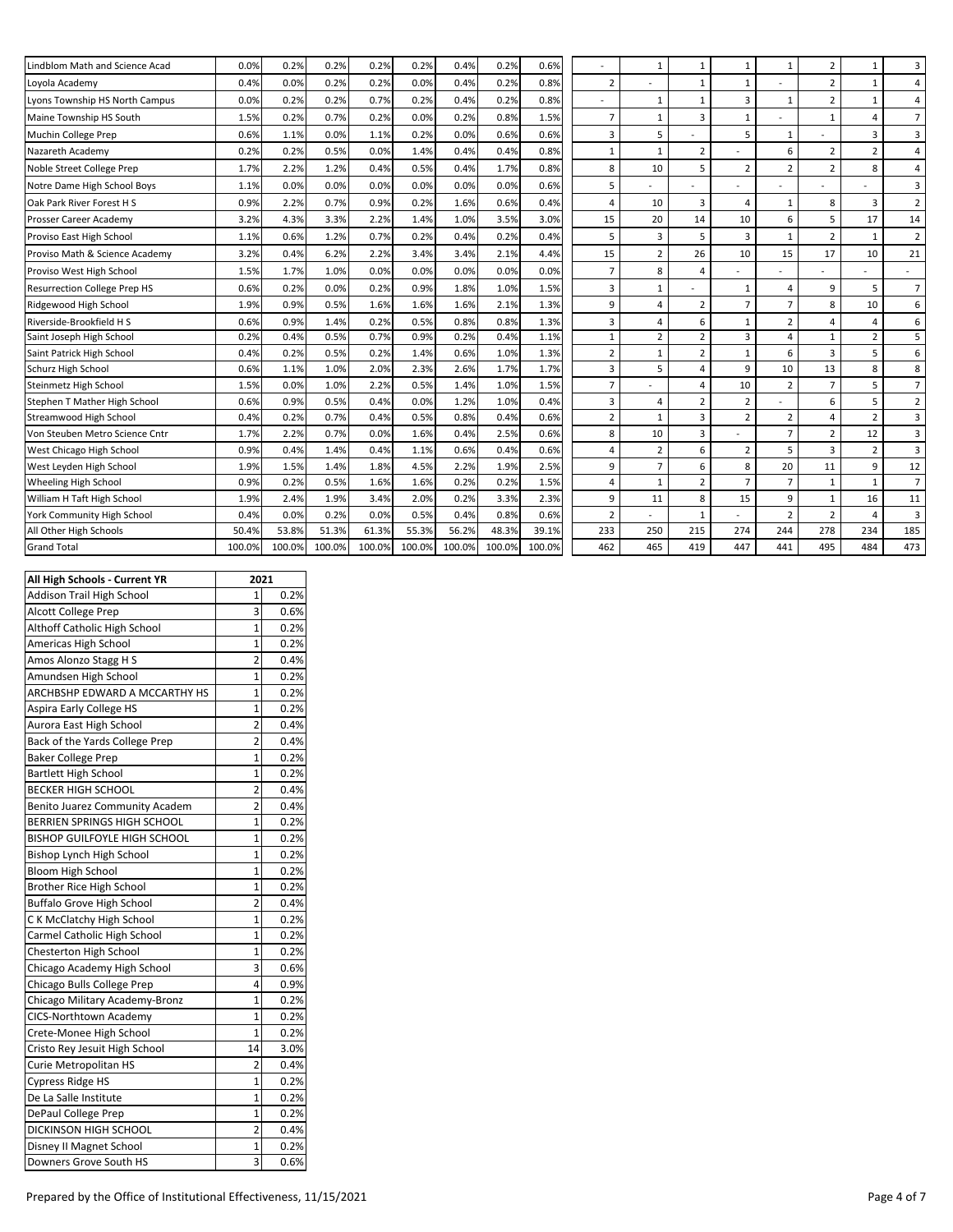| | | | | | | | | | | | | | | | | |
|---|---|---|---|---|---|---|---|---|---|---|---|---|---|---|---|---|
| Lindblom Math and Science Acad | 0.0% | 0.2% | 0.2% | 0.2% | 0.2% | 0.4% | 0.2% | 0.6% | - | 1 | 1 | 1 | 1 | 2 | 1 | 3 |
| Loyola Academy | 0.4% | 0.0% | 0.2% | 0.2% | 0.0% | 0.4% | 0.2% | 0.8% | 2 | - | 1 | 1 | - | 2 | 1 | 4 |
| Lyons Township HS North Campus | 0.0% | 0.2% | 0.2% | 0.7% | 0.2% | 0.4% | 0.2% | 0.8% | - | 1 | 1 | 3 | 1 | 2 | 1 | 4 |
| Maine Township HS South | 1.5% | 0.2% | 0.7% | 0.2% | 0.0% | 0.2% | 0.8% | 1.5% | 7 | 1 | 3 | 1 | - | 1 | 4 | 7 |
| Muchin College Prep | 0.6% | 1.1% | 0.0% | 1.1% | 0.2% | 0.0% | 0.6% | 0.6% | 3 | 5 | - | 5 | 1 | - | 3 | 3 |
| Nazareth Academy | 0.2% | 0.2% | 0.5% | 0.0% | 1.4% | 0.4% | 0.4% | 0.8% | 1 | 1 | 2 | - | 6 | 2 | 2 | 4 |
| Noble Street College Prep | 1.7% | 2.2% | 1.2% | 0.4% | 0.5% | 0.4% | 1.7% | 0.8% | 8 | 10 | 5 | 2 | 2 | 2 | 8 | 4 |
| Notre Dame High School Boys | 1.1% | 0.0% | 0.0% | 0.0% | 0.0% | 0.0% | 0.0% | 0.6% | 5 | - | - | - | - | - | - | 3 |
| Oak Park River Forest H S | 0.9% | 2.2% | 0.7% | 0.9% | 0.2% | 1.6% | 0.6% | 0.4% | 4 | 10 | 3 | 4 | 1 | 8 | 3 | 2 |
| Prosser Career Academy | 3.2% | 4.3% | 3.3% | 2.2% | 1.4% | 1.0% | 3.5% | 3.0% | 15 | 20 | 14 | 10 | 6 | 5 | 17 | 14 |
| Proviso East High School | 1.1% | 0.6% | 1.2% | 0.7% | 0.2% | 0.4% | 0.2% | 0.4% | 5 | 3 | 5 | 3 | 1 | 2 | 1 | 2 |
| Proviso Math & Science Academy | 3.2% | 0.4% | 6.2% | 2.2% | 3.4% | 3.4% | 2.1% | 4.4% | 15 | 2 | 26 | 10 | 15 | 17 | 10 | 21 |
| Proviso West High School | 1.5% | 1.7% | 1.0% | 0.0% | 0.0% | 0.0% | 0.0% | 0.0% | 7 | 8 | 4 | - | - | - | - | - |
| Resurrection College Prep HS | 0.6% | 0.2% | 0.0% | 0.2% | 0.9% | 1.8% | 1.0% | 1.5% | 3 | 1 | - | 1 | 4 | 9 | 5 | 7 |
| Ridgewood High School | 1.9% | 0.9% | 0.5% | 1.6% | 1.6% | 1.6% | 2.1% | 1.3% | 9 | 4 | 2 | 7 | 7 | 8 | 10 | 6 |
| Riverside-Brookfield H S | 0.6% | 0.9% | 1.4% | 0.2% | 0.5% | 0.8% | 0.8% | 1.3% | 3 | 4 | 6 | 1 | 2 | 4 | 4 | 6 |
| Saint Joseph High School | 0.2% | 0.4% | 0.5% | 0.7% | 0.9% | 0.2% | 0.4% | 1.1% | 1 | 2 | 2 | 3 | 4 | 1 | 2 | 5 |
| Saint Patrick High School | 0.4% | 0.2% | 0.5% | 0.2% | 1.4% | 0.6% | 1.0% | 1.3% | 2 | 1 | 2 | 1 | 6 | 3 | 5 | 6 |
| Schurz High School | 0.6% | 1.1% | 1.0% | 2.0% | 2.3% | 2.6% | 1.7% | 1.7% | 3 | 5 | 4 | 9 | 10 | 13 | 8 | 8 |
| Steinmetz High School | 1.5% | 0.0% | 1.0% | 2.2% | 0.5% | 1.4% | 1.0% | 1.5% | 7 | - | 4 | 10 | 2 | 7 | 5 | 7 |
| Stephen T Mather High School | 0.6% | 0.9% | 0.5% | 0.4% | 0.0% | 1.2% | 1.0% | 0.4% | 3 | 4 | 2 | 2 | - | 6 | 5 | 2 |
| Streamwood High School | 0.4% | 0.2% | 0.7% | 0.4% | 0.5% | 0.8% | 0.4% | 0.6% | 2 | 1 | 3 | 2 | 2 | 4 | 2 | 3 |
| Von Steuben Metro Science Cntr | 1.7% | 2.2% | 0.7% | 0.0% | 1.6% | 0.4% | 2.5% | 0.6% | 8 | 10 | 3 | - | 7 | 2 | 12 | 3 |
| West Chicago High School | 0.9% | 0.4% | 1.4% | 0.4% | 1.1% | 0.6% | 0.4% | 0.6% | 4 | 2 | 6 | 2 | 5 | 3 | 2 | 3 |
| West Leyden High School | 1.9% | 1.5% | 1.4% | 1.8% | 4.5% | 2.2% | 1.9% | 2.5% | 9 | 7 | 6 | 8 | 20 | 11 | 9 | 12 |
| Wheeling High School | 0.9% | 0.2% | 0.5% | 1.6% | 1.6% | 0.2% | 0.2% | 1.5% | 4 | 1 | 2 | 7 | 7 | 1 | 1 | 7 |
| William H Taft High School | 1.9% | 2.4% | 1.9% | 3.4% | 2.0% | 0.2% | 3.3% | 2.3% | 9 | 11 | 8 | 15 | 9 | 1 | 16 | 11 |
| York Community High School | 0.4% | 0.0% | 0.2% | 0.0% | 0.5% | 0.4% | 0.8% | 0.6% | 2 | - | 1 | - | 2 | 2 | 4 | 3 |
| All Other High Schools | 50.4% | 53.8% | 51.3% | 61.3% | 55.3% | 56.2% | 48.3% | 39.1% | 233 | 250 | 215 | 274 | 244 | 278 | 234 | 185 |
| Grand Total | 100.0% | 100.0% | 100.0% | 100.0% | 100.0% | 100.0% | 100.0% | 100.0% | 462 | 465 | 419 | 447 | 441 | 495 | 484 | 473 |

| All High Schools - Current YR | 2021 | |
|---|---|---|
| Addison Trail High School | 1 | 0.2% |
| Alcott College Prep | 3 | 0.6% |
| Althoff Catholic High School | 1 | 0.2% |
| Americas High School | 1 | 0.2% |
| Amos Alonzo Stagg H S | 2 | 0.4% |
| Amundsen High School | 1 | 0.2% |
| ARCHBSHP EDWARD A MCCARTHY HS | 1 | 0.2% |
| Aspira Early College HS | 1 | 0.2% |
| Aurora East High School | 2 | 0.4% |
| Back of the Yards College Prep | 2 | 0.4% |
| Baker College Prep | 1 | 0.2% |
| Bartlett High School | 1 | 0.2% |
| BECKER HIGH SCHOOL | 2 | 0.4% |
| Benito Juarez Community Academ | 2 | 0.4% |
| BERRIEN SPRINGS HIGH SCHOOL | 1 | 0.2% |
| BISHOP GUILFOYLE HIGH SCHOOL | 1 | 0.2% |
| Bishop Lynch High School | 1 | 0.2% |
| Bloom High School | 1 | 0.2% |
| Brother Rice High School | 1 | 0.2% |
| Buffalo Grove High School | 2 | 0.4% |
| C K McClatchy High School | 1 | 0.2% |
| Carmel Catholic High School | 1 | 0.2% |
| Chesterton High School | 1 | 0.2% |
| Chicago Academy High School | 3 | 0.6% |
| Chicago Bulls College Prep | 4 | 0.9% |
| Chicago Military Academy-Bronz | 1 | 0.2% |
| CICS-Northtown Academy | 1 | 0.2% |
| Crete-Monee High School | 1 | 0.2% |
| Cristo Rey Jesuit High School | 14 | 3.0% |
| Curie Metropolitan HS | 2 | 0.4% |
| Cypress Ridge HS | 1 | 0.2% |
| De La Salle Institute | 1 | 0.2% |
| DePaul College Prep | 1 | 0.2% |
| DICKINSON HIGH SCHOOL | 2 | 0.4% |
| Disney II Magnet School | 1 | 0.2% |
| Downers Grove South HS | 3 | 0.6% |

Prepared by the Office of Institutional Effectiveness, 11/15/2021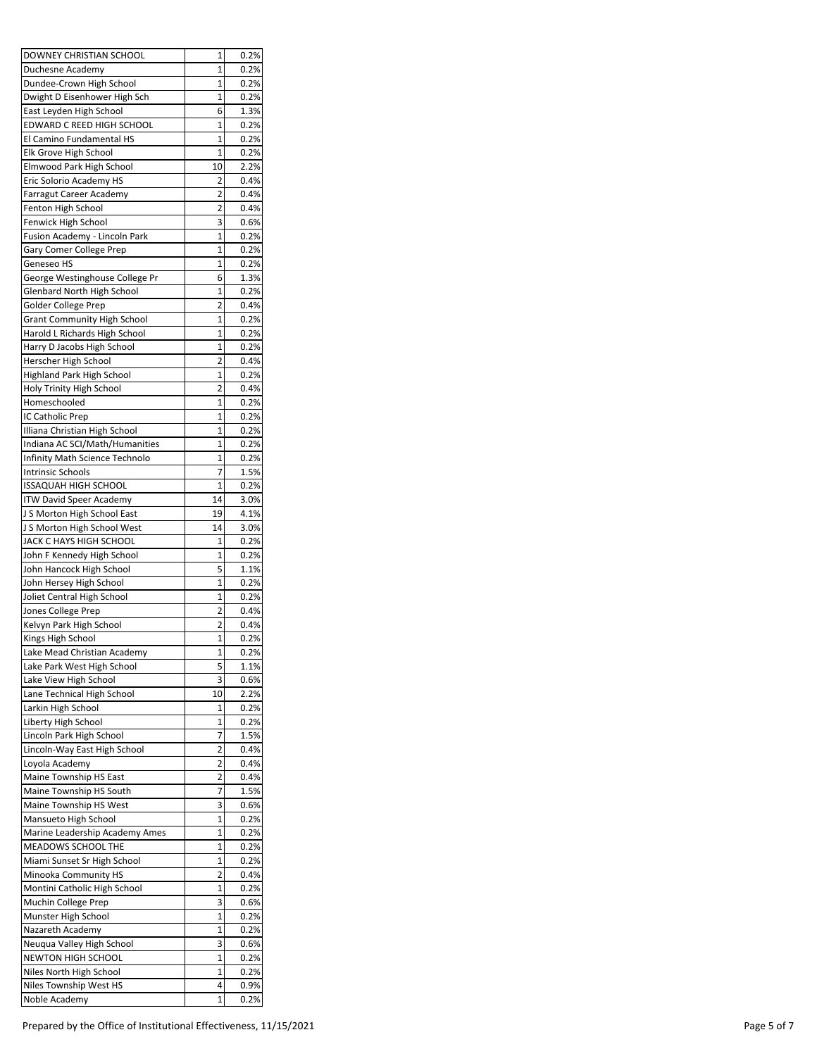| | | |
|---|---|---|
| DOWNEY CHRISTIAN SCHOOL | 1 | 0.2% |
| Duchesne Academy | 1 | 0.2% |
| Dundee-Crown High School | 1 | 0.2% |
| Dwight D Eisenhower High Sch | 1 | 0.2% |
| East Leyden High School | 6 | 1.3% |
| EDWARD C REED HIGH SCHOOL | 1 | 0.2% |
| El Camino Fundamental HS | 1 | 0.2% |
| Elk Grove High School | 1 | 0.2% |
| Elmwood Park High School | 10 | 2.2% |
| Eric Solorio Academy HS | 2 | 0.4% |
| Farragut Career Academy | 2 | 0.4% |
| Fenton High School | 2 | 0.4% |
| Fenwick High School | 3 | 0.6% |
| Fusion Academy - Lincoln Park | 1 | 0.2% |
| Gary Comer College Prep | 1 | 0.2% |
| Geneseo HS | 1 | 0.2% |
| George Westinghouse College Pr | 6 | 1.3% |
| Glenbard North High School | 1 | 0.2% |
| Golder College Prep | 2 | 0.4% |
| Grant Community High School | 1 | 0.2% |
| Harold L Richards High School | 1 | 0.2% |
| Harry D Jacobs High School | 1 | 0.2% |
| Herscher High School | 2 | 0.4% |
| Highland Park High School | 1 | 0.2% |
| Holy Trinity High School | 2 | 0.4% |
| Homeschooled | 1 | 0.2% |
| IC Catholic Prep | 1 | 0.2% |
| Illiana Christian High School | 1 | 0.2% |
| Indiana AC SCI/Math/Humanities | 1 | 0.2% |
| Infinity Math Science Technolo | 1 | 0.2% |
| Intrinsic Schools | 7 | 1.5% |
| ISSAQUAH HIGH SCHOOL | 1 | 0.2% |
| ITW David Speer Academy | 14 | 3.0% |
| J S Morton High School East | 19 | 4.1% |
| J S Morton High School West | 14 | 3.0% |
| JACK C HAYS HIGH SCHOOL | 1 | 0.2% |
| John F Kennedy High School | 1 | 0.2% |
| John Hancock High School | 5 | 1.1% |
| John Hersey High School | 1 | 0.2% |
| Joliet Central High School | 1 | 0.2% |
| Jones College Prep | 2 | 0.4% |
| Kelvyn Park High School | 2 | 0.4% |
| Kings High School | 1 | 0.2% |
| Lake Mead Christian Academy | 1 | 0.2% |
| Lake Park West High School | 5 | 1.1% |
| Lake View High School | 3 | 0.6% |
| Lane Technical High School | 10 | 2.2% |
| Larkin High School | 1 | 0.2% |
| Liberty High School | 1 | 0.2% |
| Lincoln Park High School | 7 | 1.5% |
| Lincoln-Way East High School | 2 | 0.4% |
| Loyola Academy | 2 | 0.4% |
| Maine Township HS East | 2 | 0.4% |
| Maine Township HS South | 7 | 1.5% |
| Maine Township HS West | 3 | 0.6% |
| Mansueto High School | 1 | 0.2% |
| Marine Leadership Academy Ames | 1 | 0.2% |
| MEADOWS SCHOOL THE | 1 | 0.2% |
| Miami Sunset Sr High School | 1 | 0.2% |
| Minooka Community HS | 2 | 0.4% |
| Montini Catholic High School | 1 | 0.2% |
| Muchin College Prep | 3 | 0.6% |
| Munster High School | 1 | 0.2% |
| Nazareth Academy | 1 | 0.2% |
| Neuqua Valley High School | 3 | 0.6% |
| NEWTON HIGH SCHOOL | 1 | 0.2% |
| Niles North High School | 1 | 0.2% |
| Niles Township West HS | 4 | 0.9% |
| Noble Academy | 1 | 0.2% |

Prepared by the Office of Institutional Effectiveness, 11/15/2021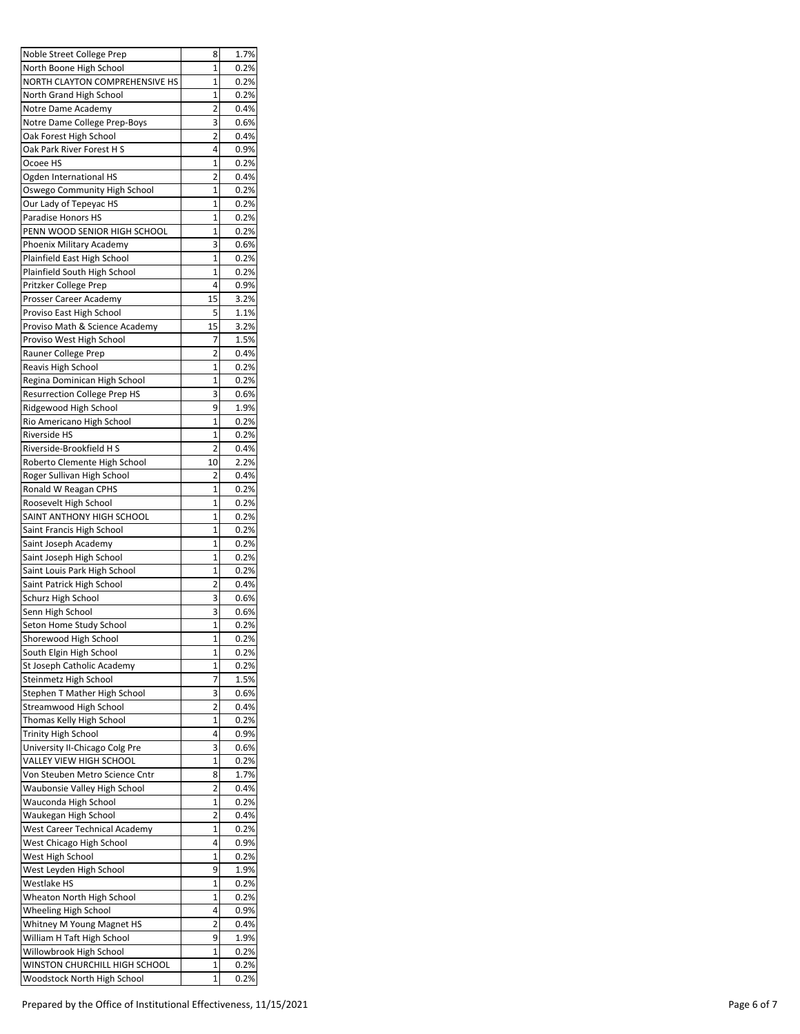| | | |
|---|---|---|
| Noble Street College Prep | 8 | 1.7% |
| North Boone High School | 1 | 0.2% |
| NORTH CLAYTON COMPREHENSIVE HS | 1 | 0.2% |
| North Grand High School | 1 | 0.2% |
| Notre Dame Academy | 2 | 0.4% |
| Notre Dame College Prep-Boys | 3 | 0.6% |
| Oak Forest High School | 2 | 0.4% |
| Oak Park River Forest H S | 4 | 0.9% |
| Ocoee HS | 1 | 0.2% |
| Ogden International HS | 2 | 0.4% |
| Oswego Community High School | 1 | 0.2% |
| Our Lady of Tepeyac HS | 1 | 0.2% |
| Paradise Honors HS | 1 | 0.2% |
| PENN WOOD SENIOR HIGH SCHOOL | 1 | 0.2% |
| Phoenix Military Academy | 3 | 0.6% |
| Plainfield East High School | 1 | 0.2% |
| Plainfield South High School | 1 | 0.2% |
| Pritzker College Prep | 4 | 0.9% |
| Prosser Career Academy | 15 | 3.2% |
| Proviso East High School | 5 | 1.1% |
| Proviso Math & Science Academy | 15 | 3.2% |
| Proviso West High School | 7 | 1.5% |
| Rauner College Prep | 2 | 0.4% |
| Reavis High School | 1 | 0.2% |
| Regina Dominican High School | 1 | 0.2% |
| Resurrection College Prep HS | 3 | 0.6% |
| Ridgewood High School | 9 | 1.9% |
| Rio Americano High School | 1 | 0.2% |
| Riverside HS | 1 | 0.2% |
| Riverside-Brookfield H S | 2 | 0.4% |
| Roberto Clemente High School | 10 | 2.2% |
| Roger Sullivan High School | 2 | 0.4% |
| Ronald W Reagan CPHS | 1 | 0.2% |
| Roosevelt High School | 1 | 0.2% |
| SAINT ANTHONY HIGH SCHOOL | 1 | 0.2% |
| Saint Francis High School | 1 | 0.2% |
| Saint Joseph Academy | 1 | 0.2% |
| Saint Joseph High School | 1 | 0.2% |
| Saint Louis Park High School | 1 | 0.2% |
| Saint Patrick High School | 2 | 0.4% |
| Schurz High School | 3 | 0.6% |
| Senn High School | 3 | 0.6% |
| Seton Home Study School | 1 | 0.2% |
| Shorewood High School | 1 | 0.2% |
| South Elgin High School | 1 | 0.2% |
| St Joseph Catholic Academy | 1 | 0.2% |
| Steinmetz High School | 7 | 1.5% |
| Stephen T Mather High School | 3 | 0.6% |
| Streamwood High School | 2 | 0.4% |
| Thomas Kelly High School | 1 | 0.2% |
| Trinity High School | 4 | 0.9% |
| University II-Chicago Colg Pre | 3 | 0.6% |
| VALLEY VIEW HIGH SCHOOL | 1 | 0.2% |
| Von Steuben Metro Science Cntr | 8 | 1.7% |
| Waubonsie Valley High School | 2 | 0.4% |
| Wauconda High School | 1 | 0.2% |
| Waukegan High School | 2 | 0.4% |
| West Career Technical Academy | 1 | 0.2% |
| West Chicago High School | 4 | 0.9% |
| West High School | 1 | 0.2% |
| West Leyden High School | 9 | 1.9% |
| Westlake HS | 1 | 0.2% |
| Wheaton North High School | 1 | 0.2% |
| Wheeling High School | 4 | 0.9% |
| Whitney M Young Magnet HS | 2 | 0.4% |
| William H Taft High School | 9 | 1.9% |
| Willowbrook High School | 1 | 0.2% |
| WINSTON CHURCHILL HIGH SCHOOL | 1 | 0.2% |
| Woodstock North High School | 1 | 0.2% |

Prepared by the Office of Institutional Effectiveness, 11/15/2021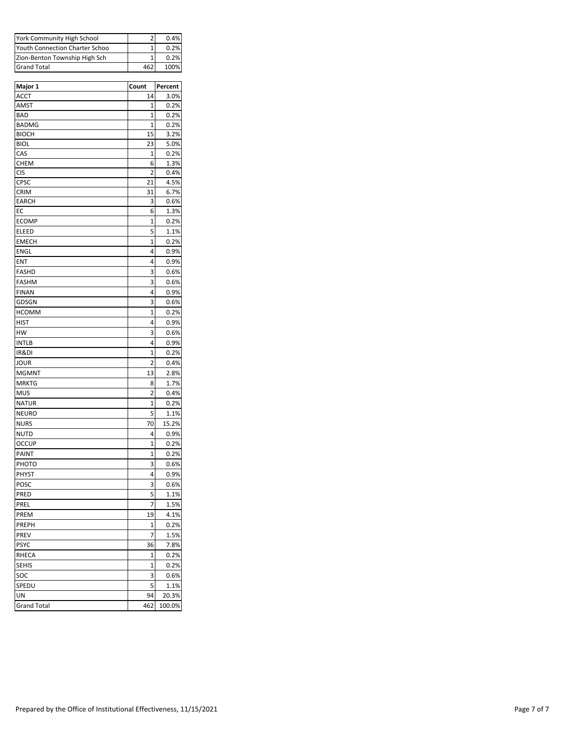| | | |
|---|---|---|
| York Community High School | 2 | 0.4% |
| Youth Connection Charter Schoo | 1 | 0.2% |
| Zion-Benton Township High Sch | 1 | 0.2% |
| Grand Total | 462 | 100% |

| Major 1 | Count | Percent |
|---|---|---|
| ACCT | 14 | 3.0% |
| AMST | 1 | 0.2% |
| BAD | 1 | 0.2% |
| BADMG | 1 | 0.2% |
| BIOCH | 15 | 3.2% |
| BIOL | 23 | 5.0% |
| CAS | 1 | 0.2% |
| CHEM | 6 | 1.3% |
| CIS | 2 | 0.4% |
| CPSC | 21 | 4.5% |
| CRIM | 31 | 6.7% |
| EARCH | 3 | 0.6% |
| EC | 6 | 1.3% |
| ECOMP | 1 | 0.2% |
| ELEED | 5 | 1.1% |
| EMECH | 1 | 0.2% |
| ENGL | 4 | 0.9% |
| ENT | 4 | 0.9% |
| FASHD | 3 | 0.6% |
| FASHM | 3 | 0.6% |
| FINAN | 4 | 0.9% |
| GDSGN | 3 | 0.6% |
| HCOMM | 1 | 0.2% |
| HIST | 4 | 0.9% |
| HW | 3 | 0.6% |
| INTLB | 4 | 0.9% |
| IR&DI | 1 | 0.2% |
| JOUR | 2 | 0.4% |
| MGMNT | 13 | 2.8% |
| MRKTG | 8 | 1.7% |
| MUS | 2 | 0.4% |
| NATUR | 1 | 0.2% |
| NEURO | 5 | 1.1% |
| NURS | 70 | 15.2% |
| NUTD | 4 | 0.9% |
| OCCUP | 1 | 0.2% |
| PAINT | 1 | 0.2% |
| PHOTO | 3 | 0.6% |
| PHYST | 4 | 0.9% |
| POSC | 3 | 0.6% |
| PRED | 5 | 1.1% |
| PREL | 7 | 1.5% |
| PREM | 19 | 4.1% |
| PREPH | 1 | 0.2% |
| PREV | 7 | 1.5% |
| PSYC | 36 | 7.8% |
| RHECA | 1 | 0.2% |
| SEHIS | 1 | 0.2% |
| SOC | 3 | 0.6% |
| SPEDU | 5 | 1.1% |
| UN | 94 | 20.3% |
| Grand Total | 462 | 100.0% |

Prepared by the Office of Institutional Effectiveness, 11/15/2021